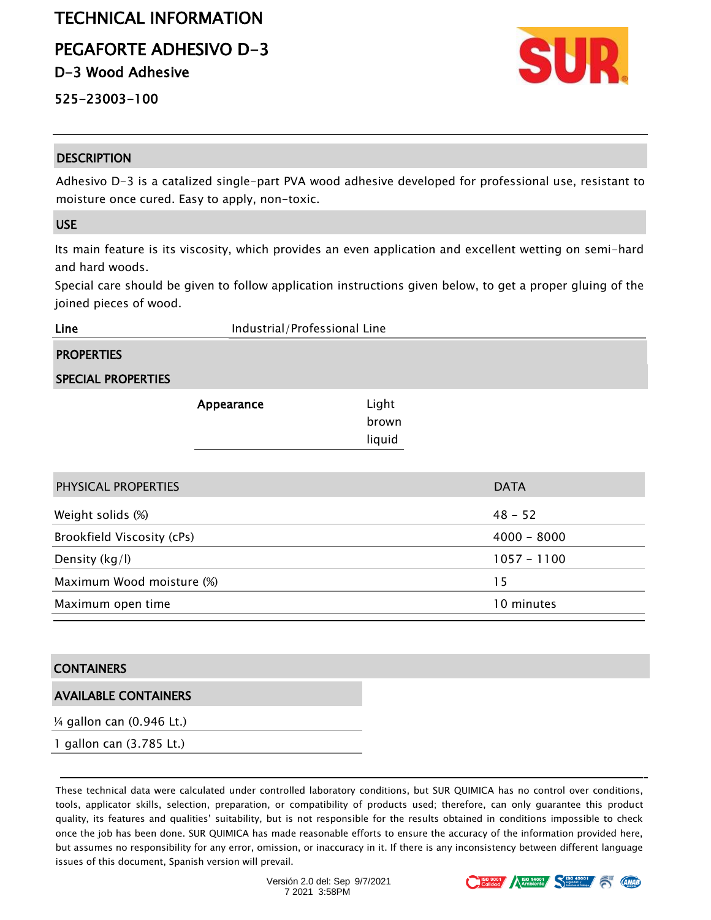# TECHNICAL INFORMATION

# PEGAFORTE ADHESIVO D-3

## D-3 Wood Adhesive

525-23003-100

## DESCRIPTION

Adhesivo D-3 is a catalized single-part PVA wood adhesive developed for professional use, resistant to moisture once cured. Easy to apply, non-toxic.

## USE

Its main feature is its viscosity, which provides an even application and excellent wetting on semi-hard and hard woods.

Special care should be given to follow application instructions given below, to get a proper gluing of the joined pieces of wood.

| Line | Industrial/Professional Line |
|---|---|

## PROPERTIES

### SPECIAL PROPERTIES

| Appearance | Light brown liquid |
|---|---|

| PHYSICAL PROPERTIES | DATA |
|---|---|
| Weight solids (%) | 48 - 52 |
| Brookfield Viscosity (cPs) | 4000 - 8000 |
| Density (kg/l) | 1057 - 1100 |
| Maximum Wood moisture (%) | 15 |
| Maximum open time | 10 minutes |

## CONTAINERS

| AVAILABLE CONTAINERS |
|---|
| ¼ gallon can (0.946 Lt.) |
| 1 gallon can (3.785 Lt.) |

These technical data were calculated under controlled laboratory conditions, but SUR QUIMICA has no control over conditions, tools, applicator skills, selection, preparation, or compatibility of products used; therefore, can only guarantee this product quality, its features and qualities' suitability, but is not responsible for the results obtained in conditions impossible to check once the job has been done. SUR QUIMICA has made reasonable efforts to ensure the accuracy of the information provided here, but assumes no responsibility for any error, omission, or inaccuracy in it. If there is any inconsistency between different language issues of this document, Spanish version will prevail.

Versión 2.0 del: Sep 9/7/2021 7 2021 3:58PM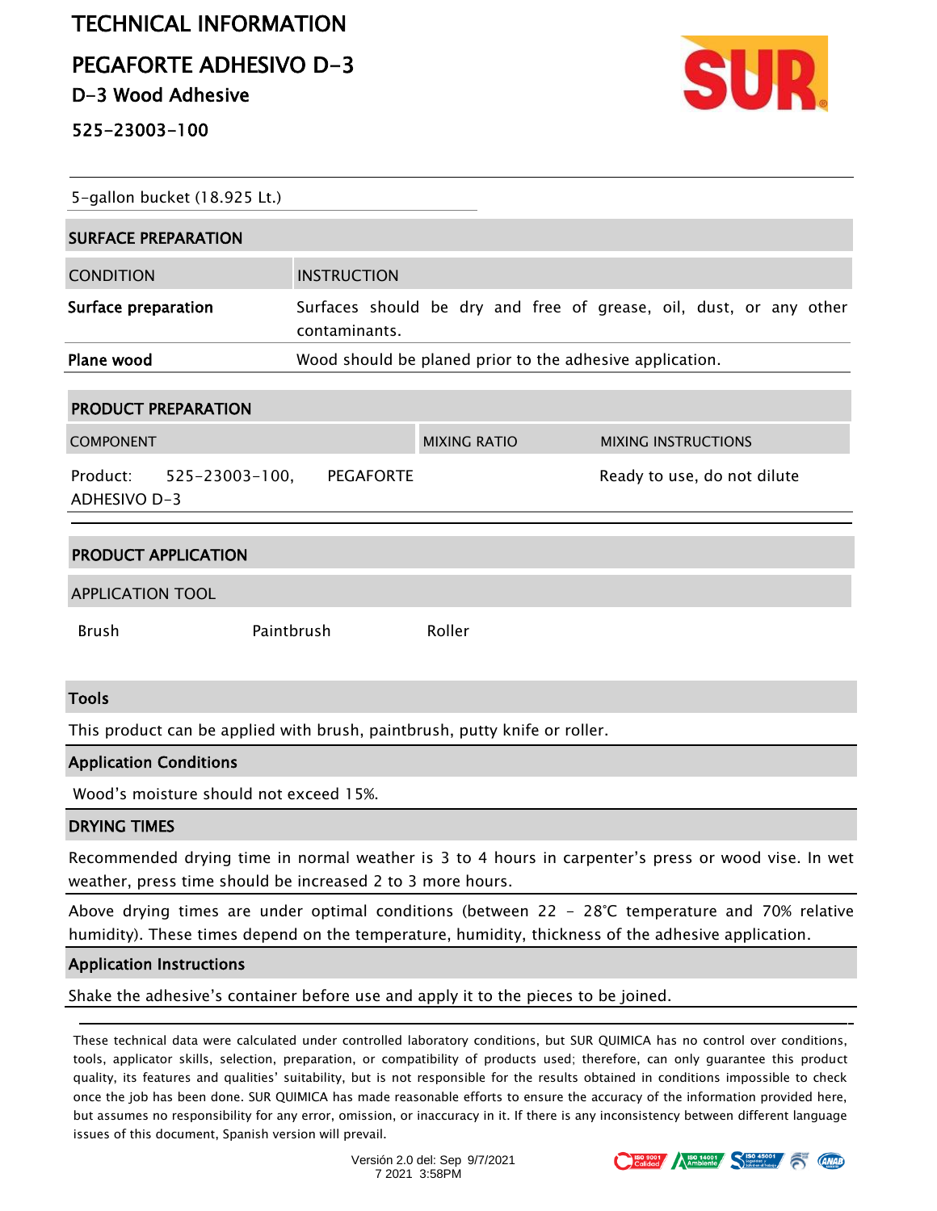# TECHNICAL INFORMATION

## PEGAFORTE ADHESIVO D-3

### D-3 Wood Adhesive

### 525-23003-100

5-gallon bucket (18.925 Lt.)

## SURFACE PREPARATION

| CONDITION | INSTRUCTION |
|---|---|
| **Surface preparation** | Surfaces should be dry and free of grease, oil, dust, or any other contaminants. |
| **Plane wood** | Wood should be planed prior to the adhesive application. |

## PRODUCT PREPARATION

| COMPONENT | MIXING RATIO | MIXING INSTRUCTIONS |
|---|---|---|
| Product: 525-23003-100, PEGAFORTE ADHESIVO D-3 | | Ready to use, do not dilute |

## PRODUCT APPLICATION

| APPLICATION TOOL | | |
|---|---|---|
| Brush | Paintbrush | Roller |

### Tools

This product can be applied with brush, paintbrush, putty knife or roller.

### Application Conditions

Wood's moisture should not exceed 15%.

### DRYING TIMES

Recommended drying time in normal weather is 3 to 4 hours in carpenter's press or wood vise. In wet weather, press time should be increased 2 to 3 more hours.

Above drying times are under optimal conditions (between 22 - 28°C temperature and 70% relative humidity). These times depend on the temperature, humidity, thickness of the adhesive application.

### Application Instructions

Shake the adhesive's container before use and apply it to the pieces to be joined.

These technical data were calculated under controlled laboratory conditions, but SUR QUIMICA has no control over conditions, tools, applicator skills, selection, preparation, or compatibility of products used; therefore, can only guarantee this product quality, its features and qualities' suitability, but is not responsible for the results obtained in conditions impossible to check once the job has been done. SUR QUIMICA has made reasonable efforts to ensure the accuracy of the information provided here, but assumes no responsibility for any error, omission, or inaccuracy in it. If there is any inconsistency between different language issues of this document, Spanish version will prevail.

Versión 2.0 del: Sep 9/7/2021 7 2021 3:58PM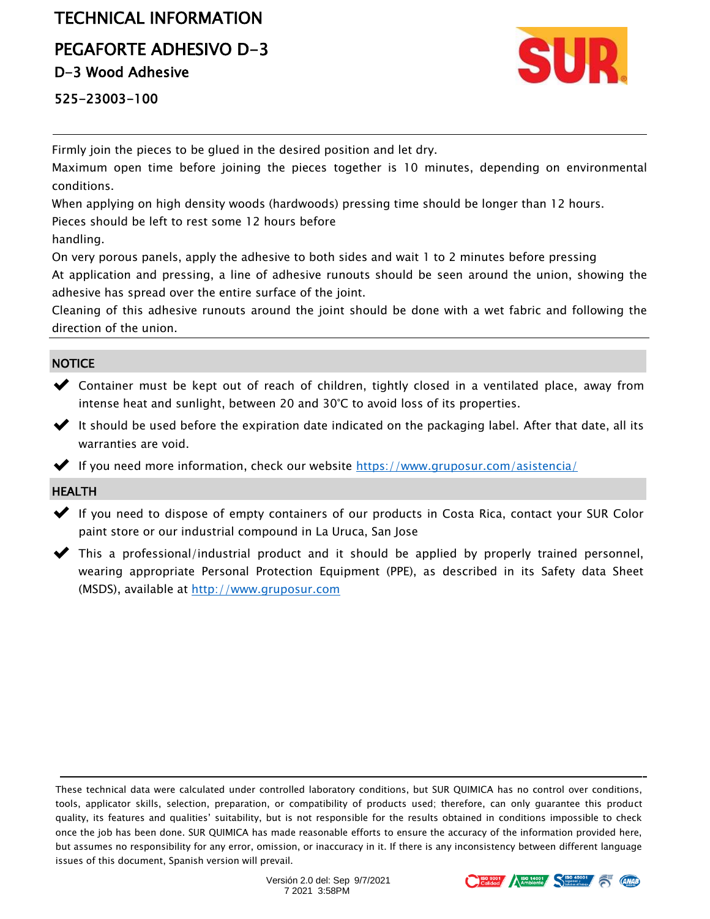# TECHNICAL INFORMATION

## PEGAFORTE ADHESIVO D-3

### D-3 Wood Adhesive

525-23003-100

Firmly join the pieces to be glued in the desired position and let dry.
Maximum open time before joining the pieces together is 10 minutes, depending on environmental conditions.
When applying on high density woods (hardwoods) pressing time should be longer than 12 hours.
Pieces should be left to rest some 12 hours before handling.
On very porous panels, apply the adhesive to both sides and wait 1 to 2 minutes before pressing
At application and pressing, a line of adhesive runouts should be seen around the union, showing the adhesive has spread over the entire surface of the joint.
Cleaning of this adhesive runouts around the joint should be done with a wet fabric and following the direction of the union.

## NOTICE

- ✔ Container must be kept out of reach of children, tightly closed in a ventilated place, away from intense heat and sunlight, between 20 and 30°C to avoid loss of its properties.
- ✔ It should be used before the expiration date indicated on the packaging label. After that date, all its warranties are void.
- ✔ If you need more information, check our website https://www.gruposur.com/asistencia/

## HEALTH

- ✔ If you need to dispose of empty containers of our products in Costa Rica, contact your SUR Color paint store or our industrial compound in La Uruca, San Jose
- ✔ This a professional/industrial product and it should be applied by properly trained personnel, wearing appropriate Personal Protection Equipment (PPE), as described in its Safety data Sheet (MSDS), available at http://www.gruposur.com

These technical data were calculated under controlled laboratory conditions, but SUR QUIMICA has no control over conditions, tools, applicator skills, selection, preparation, or compatibility of products used; therefore, can only guarantee this product quality, its features and qualities' suitability, but is not responsible for the results obtained in conditions impossible to check once the job has been done. SUR QUIMICA has made reasonable efforts to ensure the accuracy of the information provided here, but assumes no responsibility for any error, omission, or inaccuracy in it. If there is any inconsistency between different language issues of this document, Spanish version will prevail.

Versión 2.0 del: Sep 9/7/2021 7 2021 3:58PM